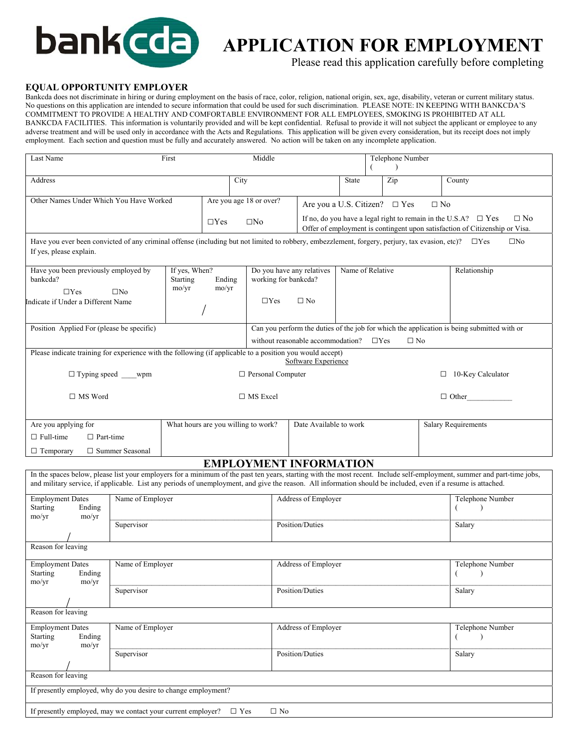bankcda

# APPLICATION FOR EMPLOYMENT

Please read this application carefully before completing

**EQUAL OPPORTUNITY EMPLOYER**

Bankcda does not discriminate in hiring or during employment on the basis of race, color, religion, national origin, sex, age, disability, veteran or current military status. No questions on this application are intended to secure information that could be used for such discrimination. PLEASE NOTE: IN KEEPING WITH BANKCDA'S COMMITMENT TO PROVIDE A HEALTHY AND COMFORTABLE ENVIRONMENT FOR ALL EMPLOYEES, SMOKING IS PROHIBITED AT ALL BANKCDA FACILITIES. This information is voluntarily provided and will be kept confidential. Refusal to provide it will not subject the applicant or employee to any adverse treatment and will be used only in accordance with the Acts and Regulations. This application will be given every consideration, but its receipt does not imply employment. Each section and question must be fully and accurately answered. No action will be taken on any incomplete application.

| Last Name | First | Middle | Telephone Number ( ) |
|---|---|---|---|

| Address | City | State | Zip | County |
|---|---|---|---|---|

| Other Names Under Which You Have Worked | Are you age 18 or over? ☐Yes ☐No | Are you a U.S. Citizen? ☐ Yes ☐ No<br>If no, do you have a legal right to remain in the U.S.A? ☐ Yes ☐ No<br>Offer of employment is contingent upon satisfaction of Citizenship or Visa. |
|---|---|---|

Have you ever been convicted of any criminal offense (including but not limited to robbery, embezzlement, forgery, perjury, tax evasion, etc)? ☐Yes ☐No
If yes, please explain.

| Have you been previously employed by bankcda? ☐Yes ☐No<br>Indicate if Under a Different Name | If yes, When? Starting mo/yr Ending mo/yr<br>/ | Do you have any relatives working for bankcda? ☐Yes ☐ No | Name of Relative | Relationship |
|---|---|---|---|---|

| Position Applied For (please be specific) | Can you perform the duties of the job for which the application is being submitted with or without reasonable accommodation? ☐Yes ☐ No |
|---|---|

Please indicate training for experience with the following (if applicable to a position you would accept)

Software Experience

| | | |
|---|---|---|
| ☐ Typing speed ____wpm | ☐ Personal Computer | ☐ 10-Key Calculator |
| ☐ MS Word | ☐ MS Excel | ☐ Other___________ |

| Are you applying for<br>☐ Full-time ☐ Part-time<br>☐ Temporary ☐ Summer Seasonal | What hours are you willing to work? | Date Available to work | Salary Requirements |
|---|---|---|---|

## EMPLOYMENT INFORMATION

In the spaces below, please list your employers for a minimum of the past ten years, starting with the most recent. Include self-employment, summer and part-time jobs, and military service, if applicable. List any periods of unemployment, and give the reason. All information should be included, even if a resume is attached.

| Employment Dates Starting mo/yr Ending mo/yr | Name of Employer | Address of Employer | Telephone Number ( ) |
|---|---|---|---|
| / | Supervisor | Position/Duties | Salary |
| Reason for leaving | | | |

| Employment Dates Starting mo/yr Ending mo/yr | Name of Employer | Address of Employer | Telephone Number ( ) |
|---|---|---|---|
| / | Supervisor | Position/Duties | Salary |
| Reason for leaving | | | |

| Employment Dates Starting mo/yr Ending mo/yr | Name of Employer | Address of Employer | Telephone Number ( ) |
|---|---|---|---|
| / | Supervisor | Position/Duties | Salary |
| Reason for leaving | | | |

If presently employed, why do you desire to change employment?

If presently employed, may we contact your current employer? ☐ Yes ☐ No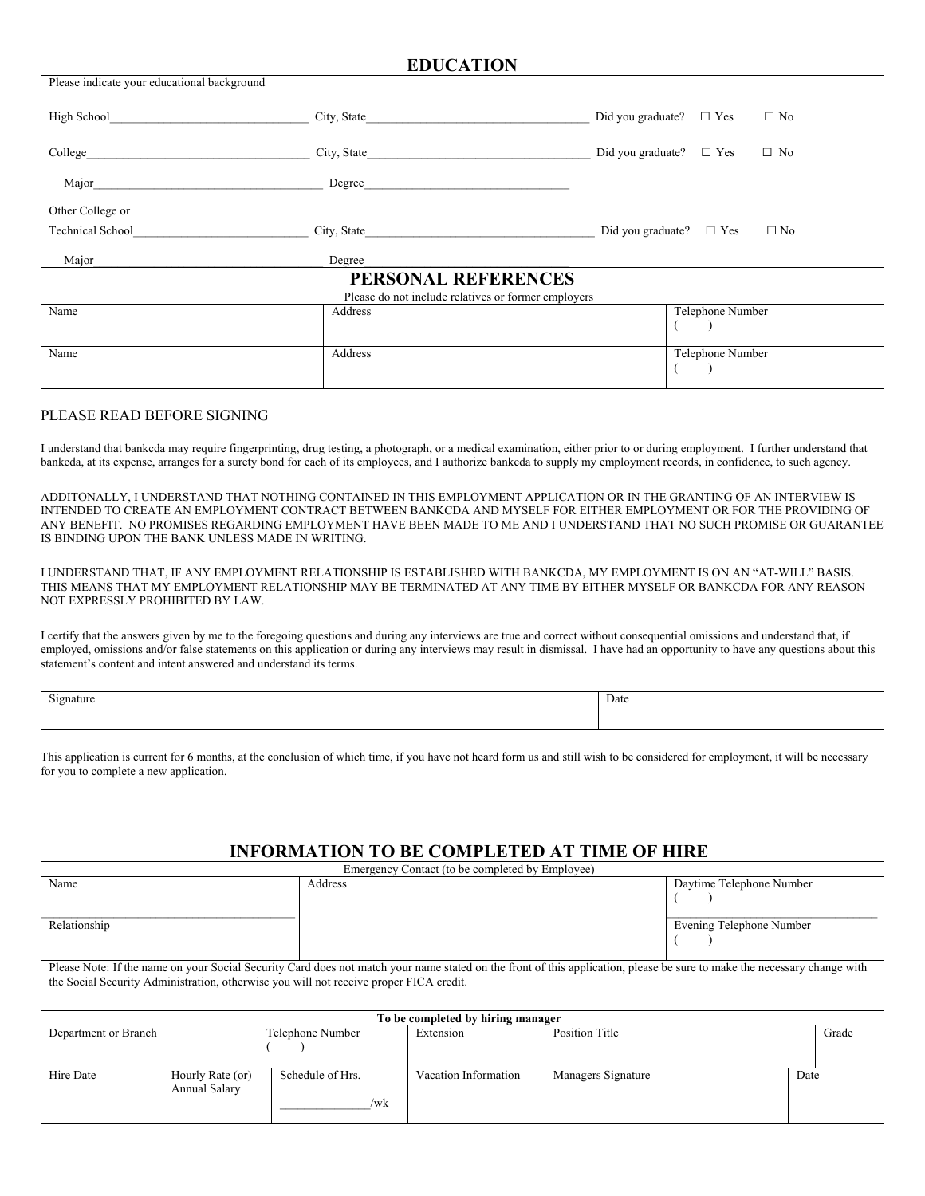## EDUCATION

Please indicate your educational background

High School________________________________ City, State____________________________________ Did you graduate? ☐ Yes ☐ No

College____________________________________ City, State____________________________________ Did you graduate? ☐ Yes ☐ No

Major______________________________________ Degree_________________________________

Other College or

Technical School____________________________ City, State____________________________________ Did you graduate? ☐ Yes ☐ No

Major______________________________________ Degree_________________________________

## PERSONAL REFERENCES

| Please do not include relatives or former employers | | |
|---|---|---|
| Name | Address | Telephone Number<br>( ) |
| Name | Address | Telephone Number<br>( ) |

PLEASE READ BEFORE SIGNING

I understand that bankcda may require fingerprinting, drug testing, a photograph, or a medical examination, either prior to or during employment. I further understand that bankcda, at its expense, arranges for a surety bond for each of its employees, and I authorize bankcda to supply my employment records, in confidence, to such agency.

ADDITONALLY, I UNDERSTAND THAT NOTHING CONTAINED IN THIS EMPLOYMENT APPLICATION OR IN THE GRANTING OF AN INTERVIEW IS INTENDED TO CREATE AN EMPLOYMENT CONTRACT BETWEEN BANKCDA AND MYSELF FOR EITHER EMPLOYMENT OR FOR THE PROVIDING OF ANY BENEFIT. NO PROMISES REGARDING EMPLOYMENT HAVE BEEN MADE TO ME AND I UNDERSTAND THAT NO SUCH PROMISE OR GUARANTEE IS BINDING UPON THE BANK UNLESS MADE IN WRITING.

I UNDERSTAND THAT, IF ANY EMPLOYMENT RELATIONSHIP IS ESTABLISHED WITH BANKCDA, MY EMPLOYMENT IS ON AN "AT-WILL" BASIS. THIS MEANS THAT MY EMPLOYMENT RELATIONSHIP MAY BE TERMINATED AT ANY TIME BY EITHER MYSELF OR BANKCDA FOR ANY REASON NOT EXPRESSLY PROHIBITED BY LAW.

I certify that the answers given by me to the foregoing questions and during any interviews are true and correct without consequential omissions and understand that, if employed, omissions and/or false statements on this application or during any interviews may result in dismissal. I have had an opportunity to have any questions about this statement's content and intent answered and understand its terms.

| Signature | Date |
|---|---|
| | |

This application is current for 6 months, at the conclusion of which time, if you have not heard form us and still wish to be considered for employment, it will be necessary for you to complete a new application.

## INFORMATION TO BE COMPLETED AT TIME OF HIRE

| Emergency Contact (to be completed by Employee) | | |
|---|---|---|
| Name | Address | Daytime Telephone Number<br>( ) |
| Relationship | | Evening Telephone Number<br>( ) |
| Please Note: If the name on your Social Security Card does not match your name stated on the front of this application, please be sure to make the necessary change with the Social Security Administration, otherwise you will not receive proper FICA credit. | | |

| To be completed by hiring manager | | | | | | |
|---|---|---|---|---|---|---|
| Department or Branch | | Telephone Number<br>( ) | Extension | Position Title | | Grade |
| Hire Date | Hourly Rate (or) Annual Salary | Schedule of Hrs.<br>______________/wk | Vacation Information | Managers Signature | Date | |